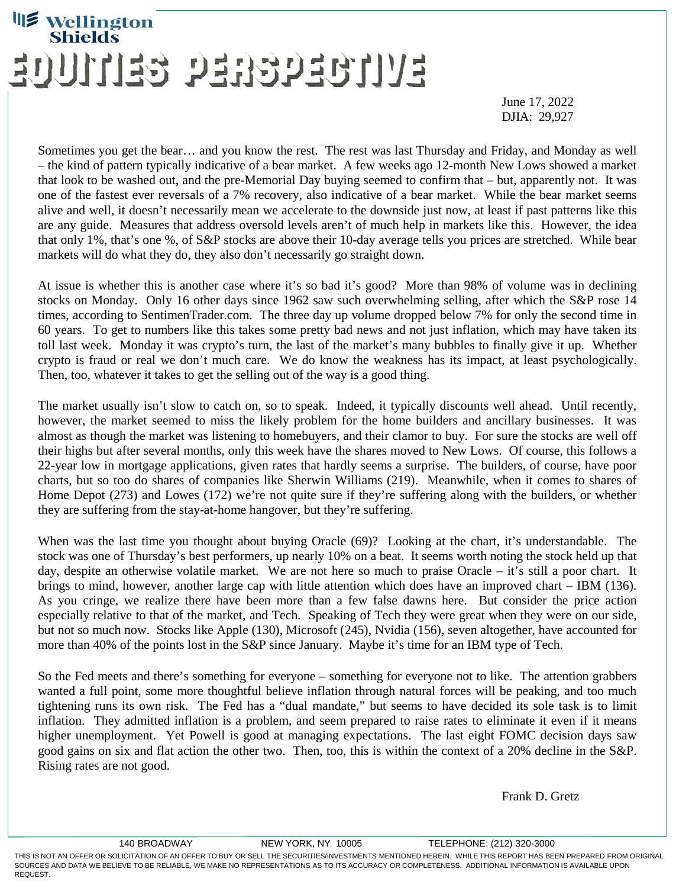# Wellington Shields

# EQUITIES PERSPECTIVE

June 17, 2022
DJIA: 29,927

Sometimes you get the bear… and you know the rest. The rest was last Thursday and Friday, and Monday as well – the kind of pattern typically indicative of a bear market. A few weeks ago 12-month New Lows showed a market that look to be washed out, and the pre-Memorial Day buying seemed to confirm that – but, apparently not. It was one of the fastest ever reversals of a 7% recovery, also indicative of a bear market. While the bear market seems alive and well, it doesn't necessarily mean we accelerate to the downside just now, at least if past patterns like this are any guide. Measures that address oversold levels aren't of much help in markets like this. However, the idea that only 1%, that's one %, of S&P stocks are above their 10-day average tells you prices are stretched. While bear markets will do what they do, they also don't necessarily go straight down.

At issue is whether this is another case where it's so bad it's good? More than 98% of volume was in declining stocks on Monday. Only 16 other days since 1962 saw such overwhelming selling, after which the S&P rose 14 times, according to SentimenTrader.com. The three day up volume dropped below 7% for only the second time in 60 years. To get to numbers like this takes some pretty bad news and not just inflation, which may have taken its toll last week. Monday it was crypto's turn, the last of the market's many bubbles to finally give it up. Whether crypto is fraud or real we don't much care. We do know the weakness has its impact, at least psychologically. Then, too, whatever it takes to get the selling out of the way is a good thing.

The market usually isn't slow to catch on, so to speak. Indeed, it typically discounts well ahead. Until recently, however, the market seemed to miss the likely problem for the home builders and ancillary businesses. It was almost as though the market was listening to homebuyers, and their clamor to buy. For sure the stocks are well off their highs but after several months, only this week have the shares moved to New Lows. Of course, this follows a 22-year low in mortgage applications, given rates that hardly seems a surprise. The builders, of course, have poor charts, but so too do shares of companies like Sherwin Williams (219). Meanwhile, when it comes to shares of Home Depot (273) and Lowes (172) we're not quite sure if they're suffering along with the builders, or whether they are suffering from the stay-at-home hangover, but they're suffering.

When was the last time you thought about buying Oracle (69)? Looking at the chart, it's understandable. The stock was one of Thursday's best performers, up nearly 10% on a beat. It seems worth noting the stock held up that day, despite an otherwise volatile market. We are not here so much to praise Oracle – it's still a poor chart. It brings to mind, however, another large cap with little attention which does have an improved chart – IBM (136). As you cringe, we realize there have been more than a few false dawns here. But consider the price action especially relative to that of the market, and Tech. Speaking of Tech they were great when they were on our side, but not so much now. Stocks like Apple (130), Microsoft (245), Nvidia (156), seven altogether, have accounted for more than 40% of the points lost in the S&P since January. Maybe it's time for an IBM type of Tech.

So the Fed meets and there's something for everyone – something for everyone not to like. The attention grabbers wanted a full point, some more thoughtful believe inflation through natural forces will be peaking, and too much tightening runs its own risk. The Fed has a "dual mandate," but seems to have decided its sole task is to limit inflation. They admitted inflation is a problem, and seem prepared to raise rates to eliminate it even if it means higher unemployment. Yet Powell is good at managing expectations. The last eight FOMC decision days saw good gains on six and flat action the other two. Then, too, this is within the context of a 20% decline in the S&P. Rising rates are not good.

Frank D. Gretz

140 BROADWAY NEW YORK, NY 10005 TELEPHONE: (212) 320-3000

THIS IS NOT AN OFFER OR SOLICITATION OF AN OFFER TO BUY OR SELL THE SECURITIES/INVESTMENTS MENTIONED HEREIN. WHILE THIS REPORT HAS BEEN PREPARED FROM ORIGINAL SOURCES AND DATA WE BELIEVE TO BE RELIABLE, WE MAKE NO REPRESENTATIONS AS TO ITS ACCURACY OR COMPLETENESS. ADDITIONAL INFORMATION IS AVAILABLE UPON REQUEST.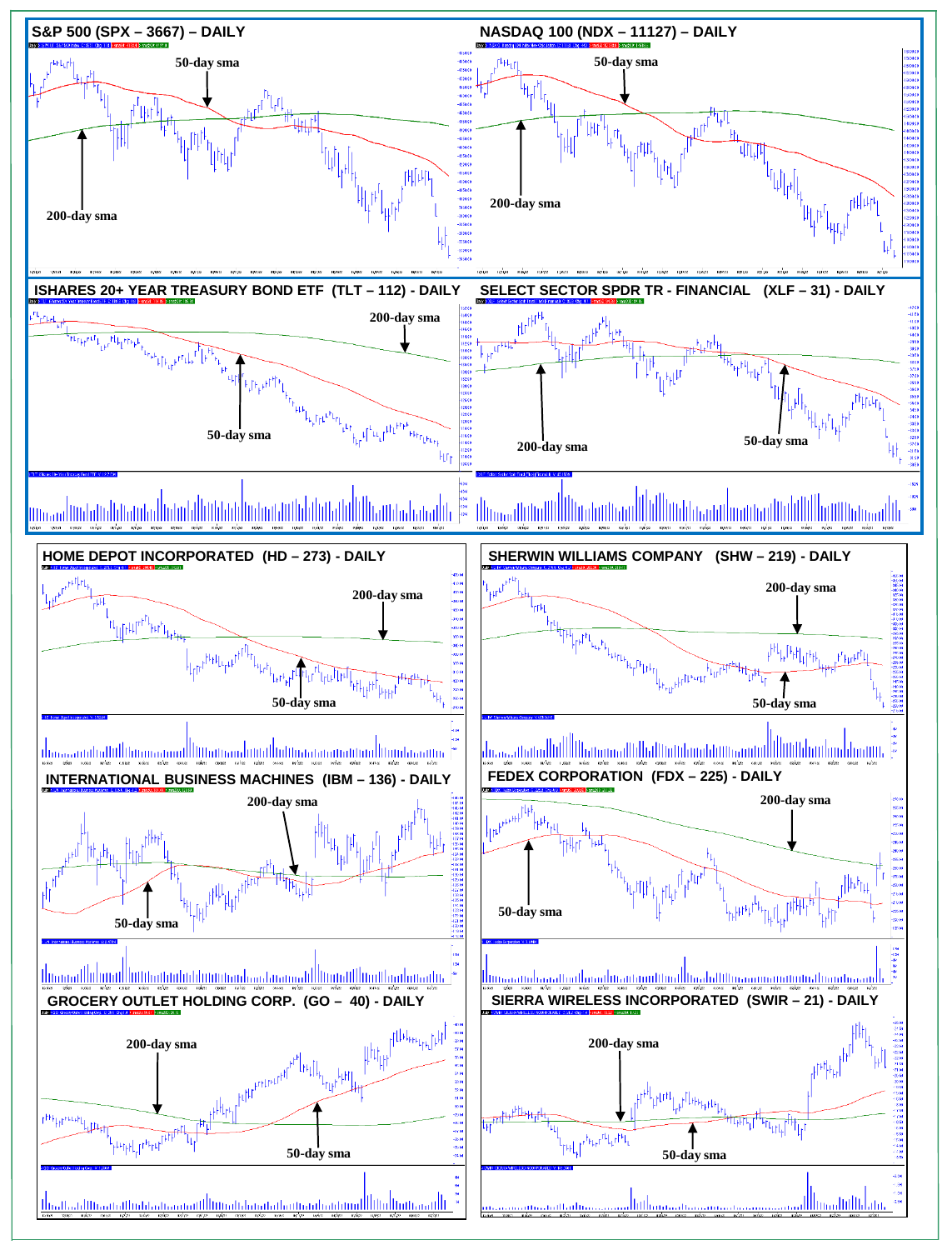## S&P 500 (SPX – 3667) – DAILY

50-day sma

200-day sma

## NASDAQ 100 (NDX – 11127) – DAILY

50-day sma

200-day sma

## ISHARES 20+ YEAR TREASURY BOND ETF (TLT – 112) - DAILY

200-day sma

50-day sma

## SELECT SECTOR SPDR TR - FINANCIAL (XLF – 31) - DAILY

200-day sma

50-day sma

## HOME DEPOT INCORPORATED (HD – 273) - DAILY

200-day sma

50-day sma

## SHERWIN WILLIAMS COMPANY (SHW – 219) - DAILY

200-day sma

50-day sma

## INTERNATIONAL BUSINESS MACHINES (IBM – 136) - DAILY

200-day sma

50-day sma

## FEDEX CORPORATION (FDX – 225) - DAILY

200-day sma

50-day sma

## GROCERY OUTLET HOLDING CORP. (GO – 40) - DAILY

200-day sma

50-day sma

## SIERRA WIRELESS INCORPORATED (SWIR – 21) - DAILY

200-day sma

50-day sma